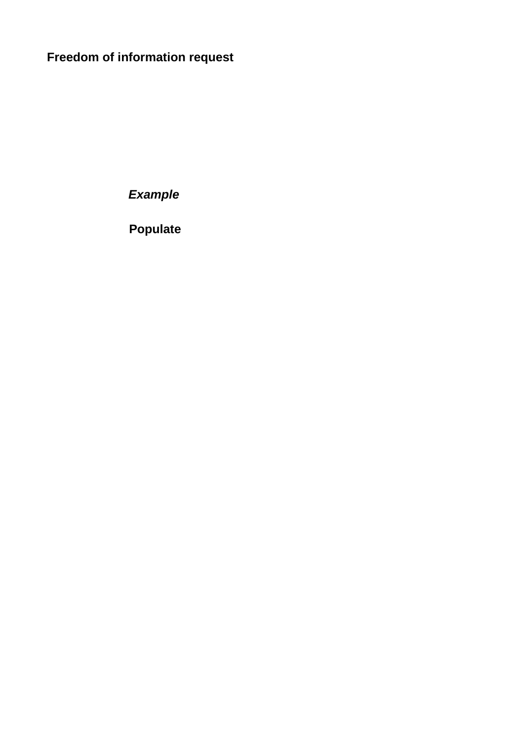**Freedom of information request**

***Example***

**Populate**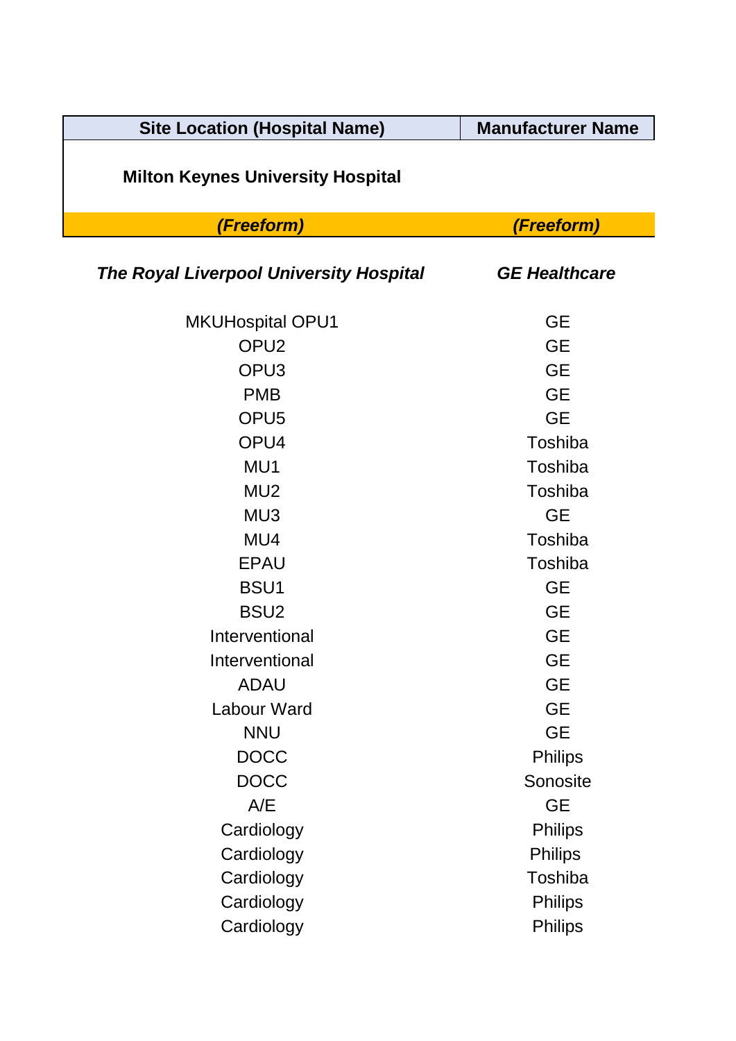| Site Location (Hospital Name) | Manufacturer Name |
|---|---|
| **Milton Keynes University Hospital** | |
| ***(Freeform)*** | ***(Freeform)*** |
| ***The Royal Liverpool University Hospital*** | ***GE Healthcare*** |
| MKUHospital OPU1 | GE |
| OPU2 | GE |
| OPU3 | GE |
| PMB | GE |
| OPU5 | GE |
| OPU4 | Toshiba |
| MU1 | Toshiba |
| MU2 | Toshiba |
| MU3 | GE |
| MU4 | Toshiba |
| EPAU | Toshiba |
| BSU1 | GE |
| BSU2 | GE |
| Interventional | GE |
| Interventional | GE |
| ADAU | GE |
| Labour Ward | GE |
| NNU | GE |
| DOCC | Philips |
| DOCC | Sonosite |
| A/E | GE |
| Cardiology | Philips |
| Cardiology | Philips |
| Cardiology | Toshiba |
| Cardiology | Philips |
| Cardiology | Philips |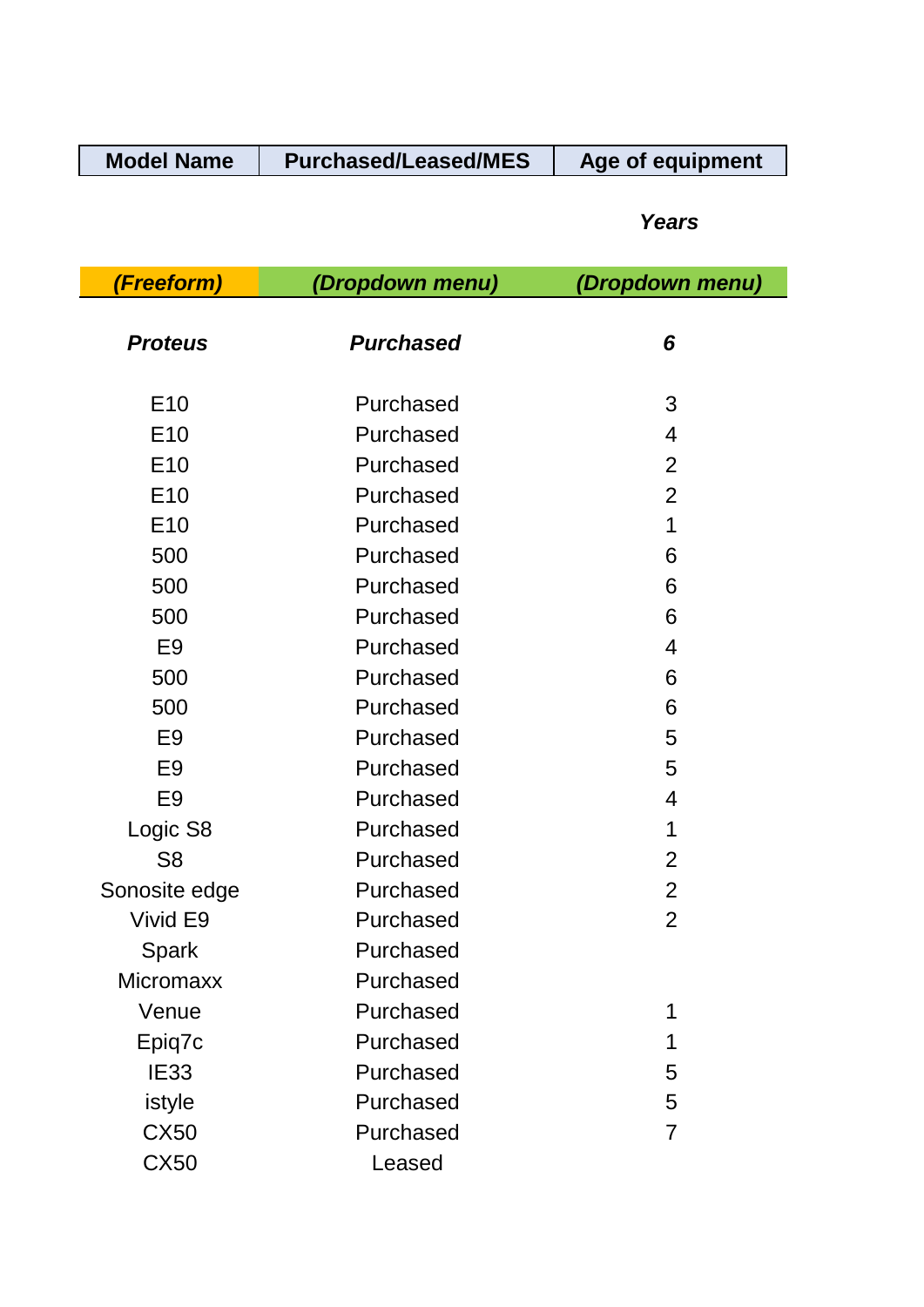| Model Name | Purchased/Leased/MES | Age of equipment |
|---|---|---|
| | | ***Years*** |
| ***(Freeform)*** | ***(Dropdown menu)*** | ***(Dropdown menu)*** |
| ***Proteus*** | ***Purchased*** | ***6*** |
| E10 | Purchased | 3 |
| E10 | Purchased | 4 |
| E10 | Purchased | 2 |
| E10 | Purchased | 2 |
| E10 | Purchased | 1 |
| 500 | Purchased | 6 |
| 500 | Purchased | 6 |
| 500 | Purchased | 6 |
| E9 | Purchased | 4 |
| 500 | Purchased | 6 |
| 500 | Purchased | 6 |
| E9 | Purchased | 5 |
| E9 | Purchased | 5 |
| E9 | Purchased | 4 |
| Logic S8 | Purchased | 1 |
| S8 | Purchased | 2 |
| Sonosite edge | Purchased | 2 |
| Vivid E9 | Purchased | 2 |
| Spark | Purchased | |
| Micromaxx | Purchased | |
| Venue | Purchased | 1 |
| Epiq7c | Purchased | 1 |
| IE33 | Purchased | 5 |
| istyle | Purchased | 5 |
| CX50 | Purchased | 7 |
| CX50 | Leased | |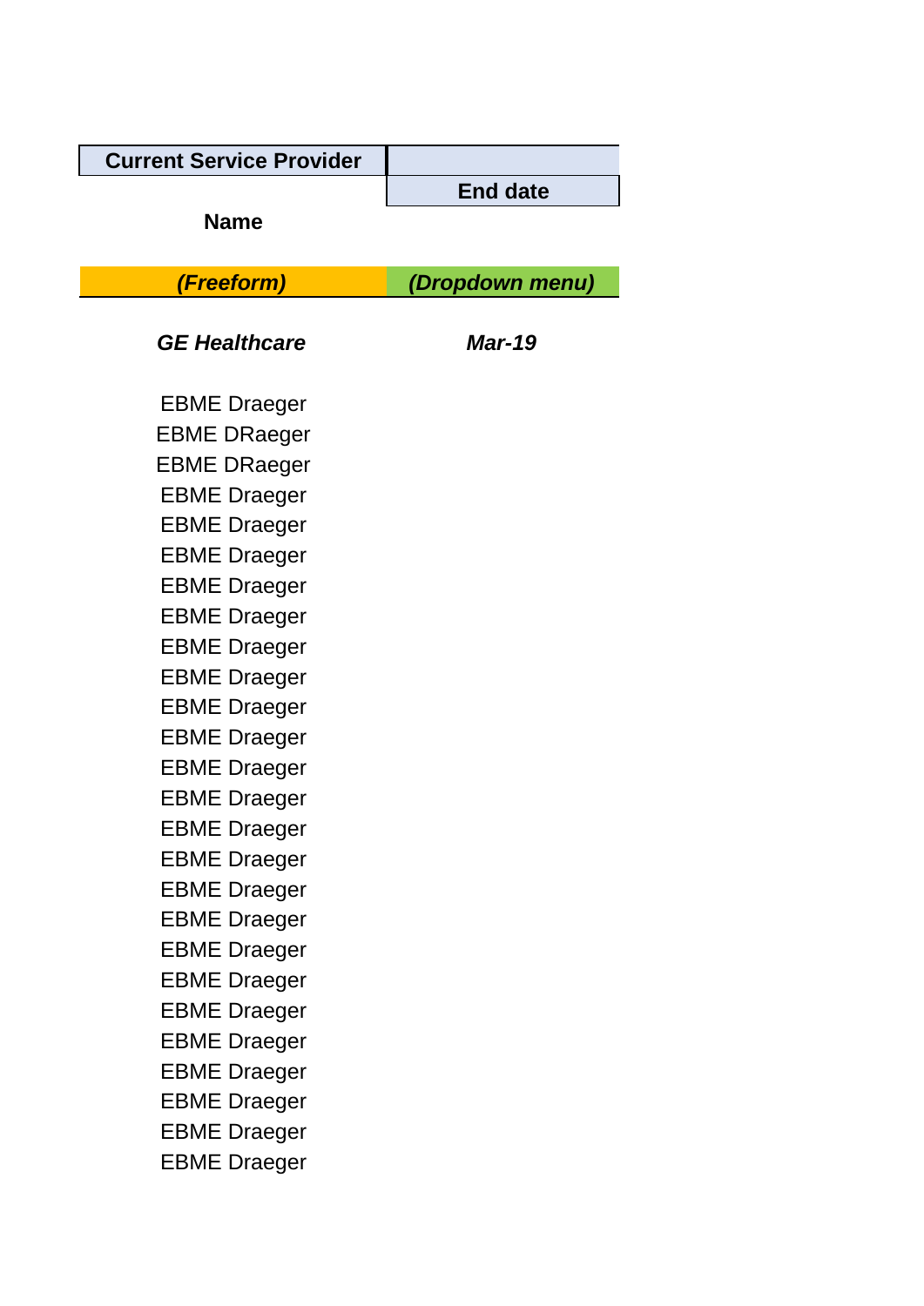| Current Service Provider | |
| --- | --- |
| Name | End date |
| *(Freeform)* | *(Dropdown menu)* |
| ***GE Healthcare*** | ***Mar-19*** |
| EBME Draeger | |
| EBME DRaeger | |
| EBME DRaeger | |
| EBME Draeger | |
| EBME Draeger | |
| EBME Draeger | |
| EBME Draeger | |
| EBME Draeger | |
| EBME Draeger | |
| EBME Draeger | |
| EBME Draeger | |
| EBME Draeger | |
| EBME Draeger | |
| EBME Draeger | |
| EBME Draeger | |
| EBME Draeger | |
| EBME Draeger | |
| EBME Draeger | |
| EBME Draeger | |
| EBME Draeger | |
| EBME Draeger | |
| EBME Draeger | |
| EBME Draeger | |
| EBME Draeger | |
| EBME Draeger | |
| EBME Draeger | |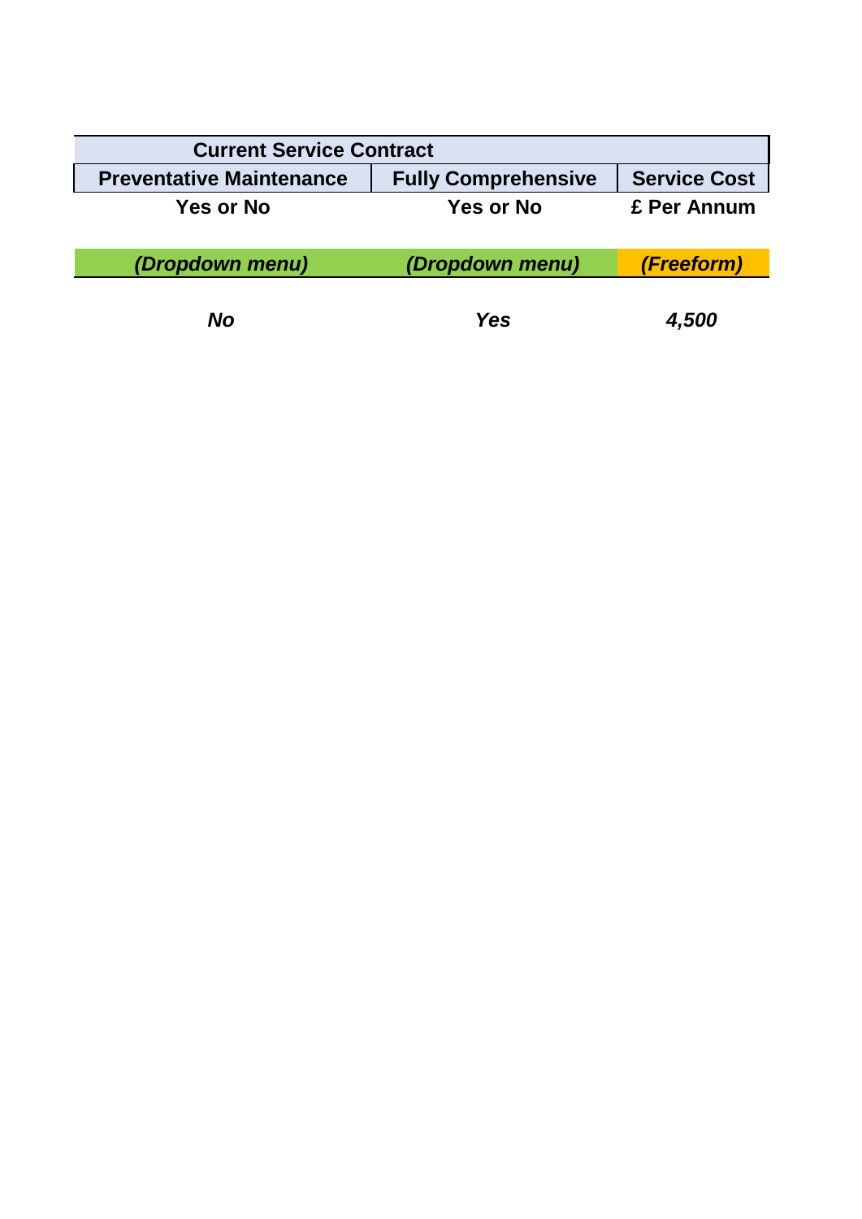| Current Service Contract | | |
|---|---|---|
| **Preventative Maintenance** | **Fully Comprehensive** | **Service Cost** |
| **Yes or No** | **Yes or No** | **£ Per Annum** |
| ***(Dropdown menu)*** | ***(Dropdown menu)*** | ***(Freeform)*** |
| ***No*** | ***Yes*** | ***4,500*** |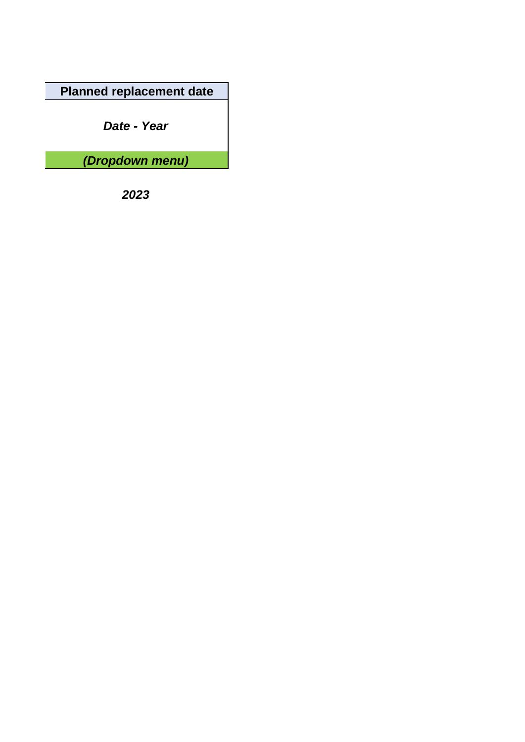| Planned replacement date |
| --- |
| ***Date - Year*** |
| ***(Dropdown menu)*** |
| ***2023*** |